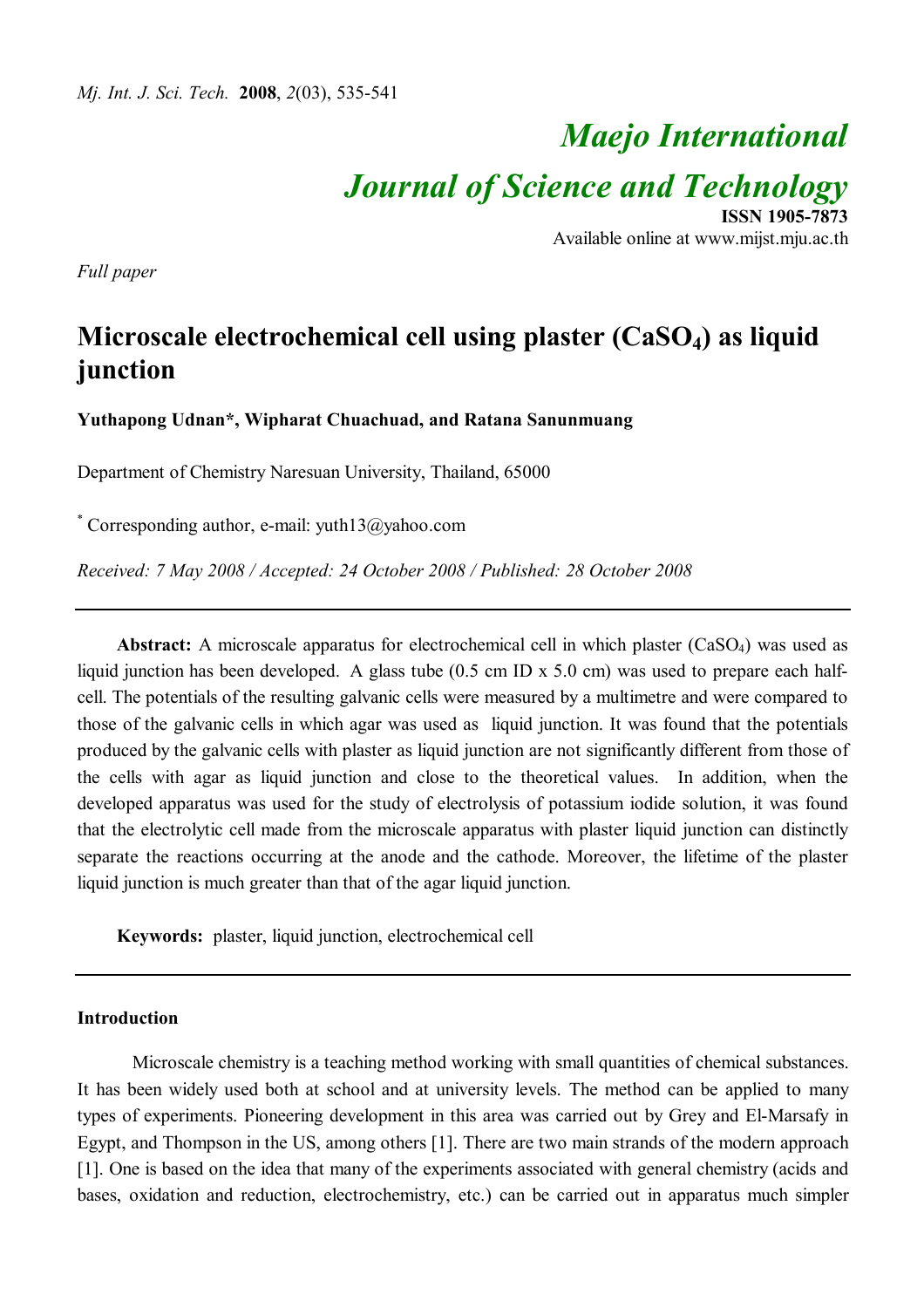# Maejo International Journal of Science and Technology

**ISSN 1905-7873**
Available online at www.mijst.mju.ac.th

*Full paper*

## Microscale electrochemical cell using plaster ($CaSO_4$) as liquid junction

**Yuthapong Udnan\*, Wipharat Chuachuad, and Ratana Sanunmuang**

Department of Chemistry Naresuan University, Thailand, 65000

\* Corresponding author, e-mail: yuth13@yahoo.com

*Received: 7 May 2008 / Accepted: 24 October 2008 / Published: 28 October 2008*

---

**Abstract:** A microscale apparatus for electrochemical cell in which plaster ($CaSO_4$) was used as liquid junction has been developed. A glass tube (0.5 cm ID x 5.0 cm) was used to prepare each half-cell. The potentials of the resulting galvanic cells were measured by a multimetre and were compared to those of the galvanic cells in which agar was used as liquid junction. It was found that the potentials produced by the galvanic cells with plaster as liquid junction are not significantly different from those of the cells with agar as liquid junction and close to the theoretical values. In addition, when the developed apparatus was used for the study of electrolysis of potassium iodide solution, it was found that the electrolytic cell made from the microscale apparatus with plaster liquid junction can distinctly separate the reactions occurring at the anode and the cathode. Moreover, the lifetime of the plaster liquid junction is much greater than that of the agar liquid junction.

**Keywords:** plaster, liquid junction, electrochemical cell

---

## Introduction

Microscale chemistry is a teaching method working with small quantities of chemical substances. It has been widely used both at school and at university levels. The method can be applied to many types of experiments. Pioneering development in this area was carried out by Grey and El-Marsafy in Egypt, and Thompson in the US, among others [1]. There are two main strands of the modern approach [1]. One is based on the idea that many of the experiments associated with general chemistry (acids and bases, oxidation and reduction, electrochemistry, etc.) can be carried out in apparatus much simpler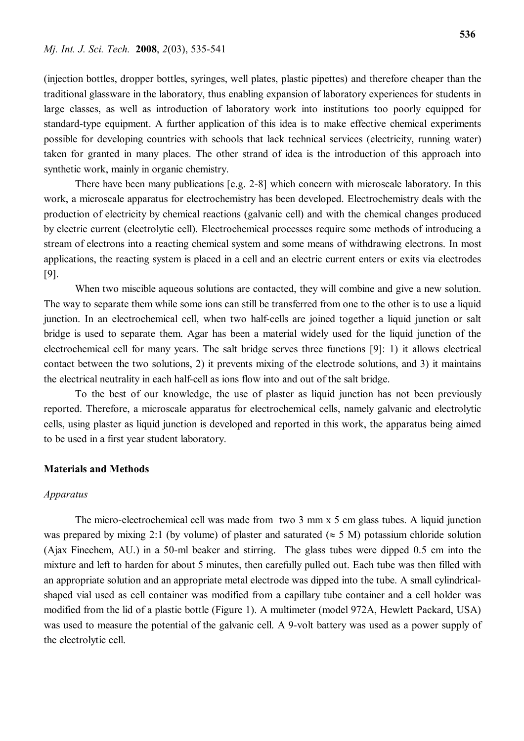(injection bottles, dropper bottles, syringes, well plates, plastic pipettes) and therefore cheaper than the traditional glassware in the laboratory, thus enabling expansion of laboratory experiences for students in large classes, as well as introduction of laboratory work into institutions too poorly equipped for standard-type equipment. A further application of this idea is to make effective chemical experiments possible for developing countries with schools that lack technical services (electricity, running water) taken for granted in many places. The other strand of idea is the introduction of this approach into synthetic work, mainly in organic chemistry.

There have been many publications [e.g. 2-8] which concern with microscale laboratory. In this work, a microscale apparatus for electrochemistry has been developed. Electrochemistry deals with the production of electricity by chemical reactions (galvanic cell) and with the chemical changes produced by electric current (electrolytic cell). Electrochemical processes require some methods of introducing a stream of electrons into a reacting chemical system and some means of withdrawing electrons. In most applications, the reacting system is placed in a cell and an electric current enters or exits via electrodes [9].

When two miscible aqueous solutions are contacted, they will combine and give a new solution. The way to separate them while some ions can still be transferred from one to the other is to use a liquid junction. In an electrochemical cell, when two half-cells are joined together a liquid junction or salt bridge is used to separate them. Agar has been a material widely used for the liquid junction of the electrochemical cell for many years. The salt bridge serves three functions [9]: 1) it allows electrical contact between the two solutions, 2) it prevents mixing of the electrode solutions, and 3) it maintains the electrical neutrality in each half-cell as ions flow into and out of the salt bridge.

To the best of our knowledge, the use of plaster as liquid junction has not been previously reported. Therefore, a microscale apparatus for electrochemical cells, namely galvanic and electrolytic cells, using plaster as liquid junction is developed and reported in this work, the apparatus being aimed to be used in a first year student laboratory.

## Materials and Methods

### *Apparatus*

The micro-electrochemical cell was made from two 3 mm x 5 cm glass tubes. A liquid junction was prepared by mixing 2:1 (by volume) of plaster and saturated (≈ 5 M) potassium chloride solution (Ajax Finechem, AU.) in a 50-ml beaker and stirring. The glass tubes were dipped 0.5 cm into the mixture and left to harden for about 5 minutes, then carefully pulled out. Each tube was then filled with an appropriate solution and an appropriate metal electrode was dipped into the tube. A small cylindrical-shaped vial used as cell container was modified from a capillary tube container and a cell holder was modified from the lid of a plastic bottle (Figure 1). A multimeter (model 972A, Hewlett Packard, USA) was used to measure the potential of the galvanic cell. A 9-volt battery was used as a power supply of the electrolytic cell.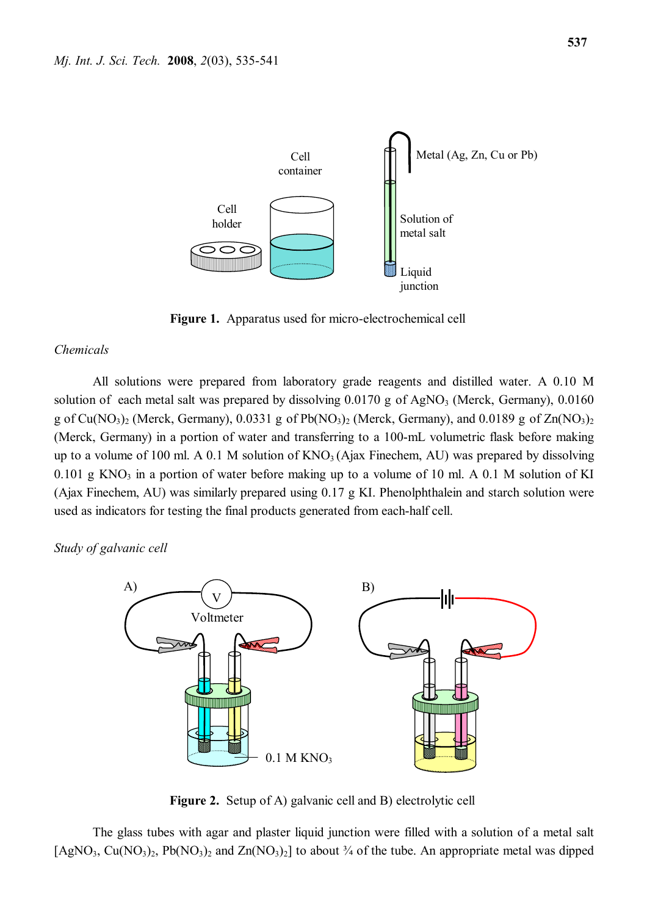Figure 1. Apparatus used for micro-electrochemical cell

*Chemicals*

All solutions were prepared from laboratory grade reagents and distilled water. A 0.10 M solution of each metal salt was prepared by dissolving 0.0170 g of $AgNO_3$ (Merck, Germany), 0.0160 g of $Cu(NO_3)_2$ (Merck, Germany), 0.0331 g of $Pb(NO_3)_2$ (Merck, Germany), and 0.0189 g of $Zn(NO_3)_2$ (Merck, Germany) in a portion of water and transferring to a 100-mL volumetric flask before making up to a volume of 100 ml. A 0.1 M solution of $KNO_3$ (Ajax Finechem, AU) was prepared by dissolving 0.101 g $KNO_3$ in a portion of water before making up to a volume of 10 ml. A 0.1 M solution of KI (Ajax Finechem, AU) was similarly prepared using 0.17 g KI. Phenolphthalein and starch solution were used as indicators for testing the final products generated from each-half cell.

*Study of galvanic cell*

Figure 2. Setup of A) galvanic cell and B) electrolytic cell

The glass tubes with agar and plaster liquid junction were filled with a solution of a metal salt [$AgNO_3$, $Cu(NO_3)_2$, $Pb(NO_3)_2$ and $Zn(NO_3)_2$] to about ¾ of the tube. An appropriate metal was dipped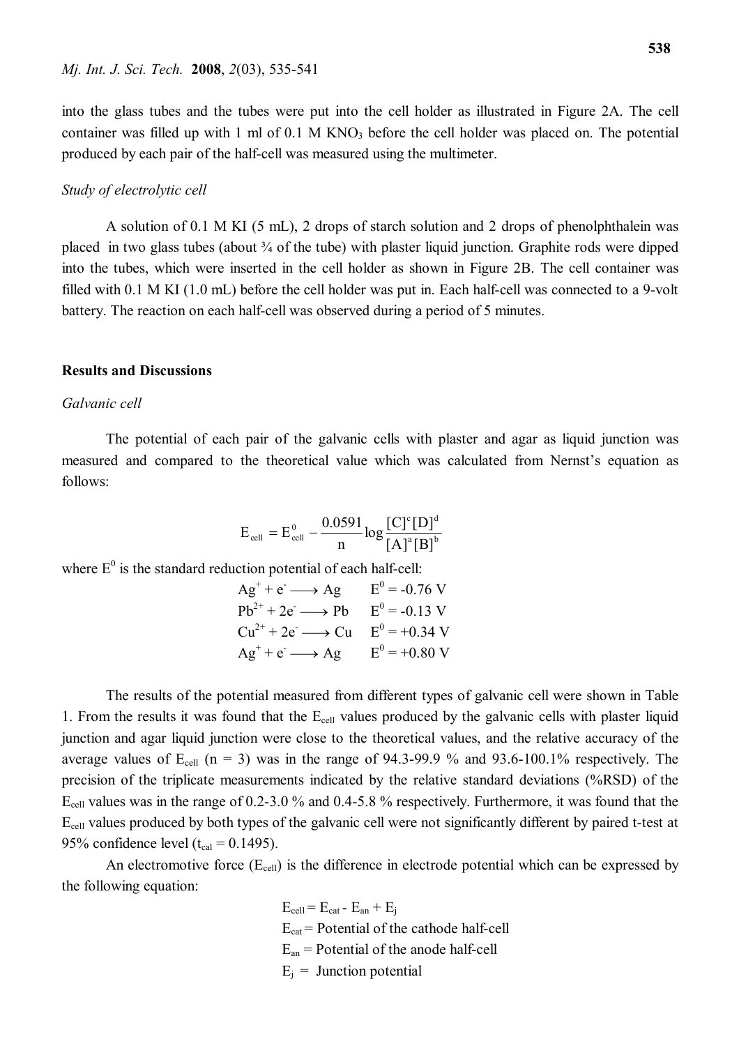into the glass tubes and the tubes were put into the cell holder as illustrated in Figure 2A. The cell container was filled up with 1 ml of 0.1 M $KNO_3$ before the cell holder was placed on. The potential produced by each pair of the half-cell was measured using the multimeter.

*Study of electrolytic cell*

A solution of 0.1 M KI (5 mL), 2 drops of starch solution and 2 drops of phenolphthalein was placed in two glass tubes (about ¾ of the tube) with plaster liquid junction. Graphite rods were dipped into the tubes, which were inserted in the cell holder as shown in Figure 2B. The cell container was filled with 0.1 M KI (1.0 mL) before the cell holder was put in. Each half-cell was connected to a 9-volt battery. The reaction on each half-cell was observed during a period of 5 minutes.

## Results and Discussions

*Galvanic cell*

The potential of each pair of the galvanic cells with plaster and agar as liquid junction was measured and compared to the theoretical value which was calculated from Nernst's equation as follows:

$$E_{cell} = E^0_{cell} - \frac{0.0591}{n} \log \frac{[C]^c[D]^d}{[A]^a[B]^b}$$

where $E^0$ is the standard reduction potential of each half-cell:

$$Ag^+ + e^- \longrightarrow Ag \qquad E^0 = -0.76 \text{ V}$$
$$Pb^{2+} + 2e^- \longrightarrow Pb \qquad E^0 = -0.13 \text{ V}$$
$$Cu^{2+} + 2e^- \longrightarrow Cu \qquad E^0 = +0.34 \text{ V}$$
$$Ag^+ + e^- \longrightarrow Ag \qquad E^0 = +0.80 \text{ V}$$

The results of the potential measured from different types of galvanic cell were shown in Table 1. From the results it was found that the $E_{cell}$ values produced by the galvanic cells with plaster liquid junction and agar liquid junction were close to the theoretical values, and the relative accuracy of the average values of $E_{cell}$ (n = 3) was in the range of 94.3-99.9 % and 93.6-100.1% respectively. The precision of the triplicate measurements indicated by the relative standard deviations (%RSD) of the $E_{cell}$ values was in the range of 0.2-3.0 % and 0.4-5.8 % respectively. Furthermore, it was found that the $E_{cell}$ values produced by both types of the galvanic cell were not significantly different by paired t-test at 95% confidence level ($t_{cal}$ = 0.1495).

An electromotive force ($E_{cell}$) is the difference in electrode potential which can be expressed by the following equation:

$$E_{cell} = E_{cat} - E_{an} + E_j$$

$E_{cat}$ = Potential of the cathode half-cell

$E_{an}$ = Potential of the anode half-cell

$E_j$ = Junction potential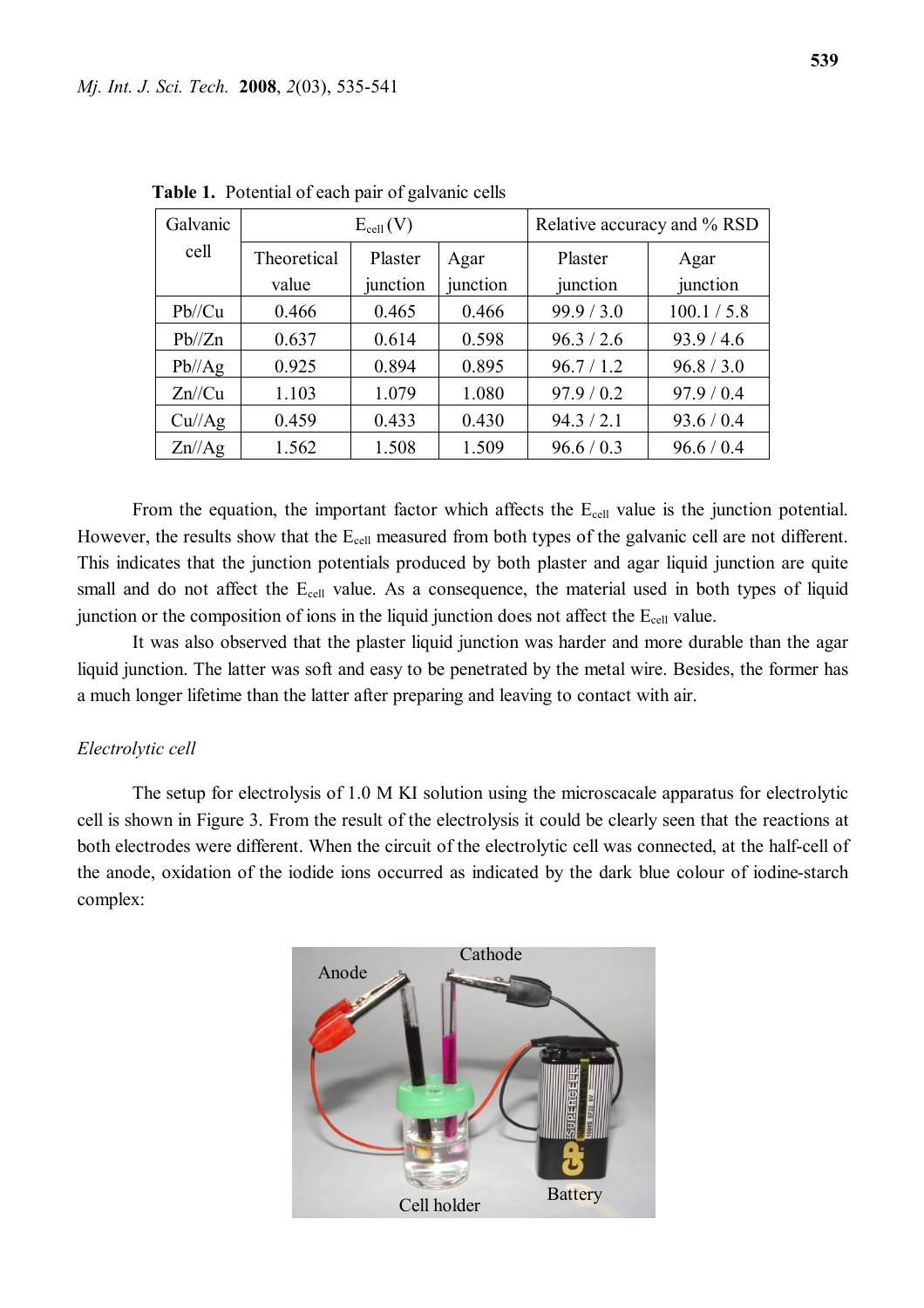**Table 1.** Potential of each pair of galvanic cells

| Galvanic cell | $E_{cell}$ (V) | | | Relative accuracy and % RSD | |
|---|---|---|---|---|---|
| | Theoretical value | Plaster junction | Agar junction | Plaster junction | Agar junction |
| Pb//Cu | 0.466 | 0.465 | 0.466 | 99.9 / 3.0 | 100.1 / 5.8 |
| Pb//Zn | 0.637 | 0.614 | 0.598 | 96.3 / 2.6 | 93.9 / 4.6 |
| Pb//Ag | 0.925 | 0.894 | 0.895 | 96.7 / 1.2 | 96.8 / 3.0 |
| Zn//Cu | 1.103 | 1.079 | 1.080 | 97.9 / 0.2 | 97.9 / 0.4 |
| Cu//Ag | 0.459 | 0.433 | 0.430 | 94.3 / 2.1 | 93.6 / 0.4 |
| Zn//Ag | 1.562 | 1.508 | 1.509 | 96.6 / 0.3 | 96.6 / 0.4 |

From the equation, the important factor which affects the $E_{cell}$ value is the junction potential. However, the results show that the $E_{cell}$ measured from both types of the galvanic cell are not different. This indicates that the junction potentials produced by both plaster and agar liquid junction are quite small and do not affect the $E_{cell}$ value. As a consequence, the material used in both types of liquid junction or the composition of ions in the liquid junction does not affect the $E_{cell}$ value.

It was also observed that the plaster liquid junction was harder and more durable than the agar liquid junction. The latter was soft and easy to be penetrated by the metal wire. Besides, the former has a much longer lifetime than the latter after preparing and leaving to contact with air.

*Electrolytic cell*

The setup for electrolysis of 1.0 M KI solution using the microscacale apparatus for electrolytic cell is shown in Figure 3. From the result of the electrolysis it could be clearly seen that the reactions at both electrodes were different. When the circuit of the electrolytic cell was connected, at the half-cell of the anode, oxidation of the iodide ions occurred as indicated by the dark blue colour of iodine-starch complex:

Anode Cathode Cell holder Battery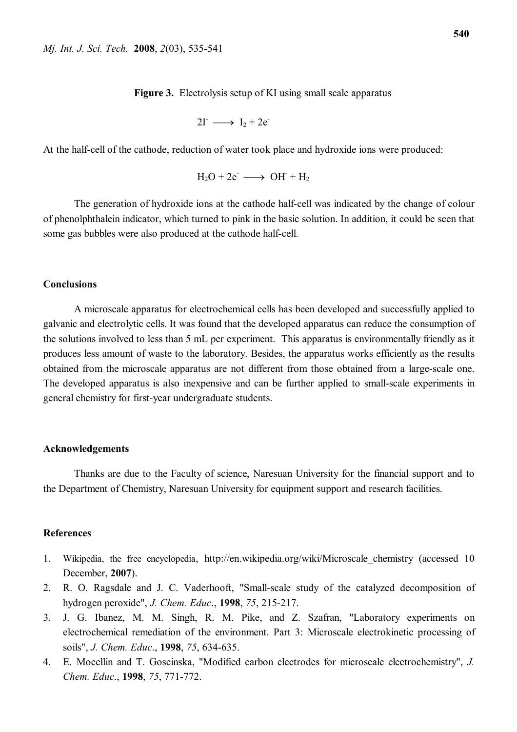**Figure 3.** Electrolysis setup of KI using small scale apparatus

$$2I^- \longrightarrow I_2 + 2e^-$$

At the half-cell of the cathode, reduction of water took place and hydroxide ions were produced:

$$H_2O + 2e^- \longrightarrow OH^- + H_2$$

The generation of hydroxide ions at the cathode half-cell was indicated by the change of colour of phenolphthalein indicator, which turned to pink in the basic solution. In addition, it could be seen that some gas bubbles were also produced at the cathode half-cell.

## Conclusions

A microscale apparatus for electrochemical cells has been developed and successfully applied to galvanic and electrolytic cells. It was found that the developed apparatus can reduce the consumption of the solutions involved to less than 5 mL per experiment. This apparatus is environmentally friendly as it produces less amount of waste to the laboratory. Besides, the apparatus works efficiently as the results obtained from the microscale apparatus are not different from those obtained from a large-scale one. The developed apparatus is also inexpensive and can be further applied to small-scale experiments in general chemistry for first-year undergraduate students.

## Acknowledgements

Thanks are due to the Faculty of science, Naresuan University for the financial support and to the Department of Chemistry, Naresuan University for equipment support and research facilities.

## References

1. Wikipedia, the free encyclopedia, http://en.wikipedia.org/wiki/Microscale_chemistry (accessed 10 December, **2007**).
2. R. O. Ragsdale and J. C. Vaderhooft, "Small-scale study of the catalyzed decomposition of hydrogen peroxide", *J. Chem. Educ*., **1998**, *75*, 215-217.
3. J. G. Ibanez, M. M. Singh, R. M. Pike, and Z. Szafran, "Laboratory experiments on electrochemical remediation of the environment. Part 3: Microscale electrokinetic processing of soils", *J. Chem. Educ*., **1998**, *75*, 634-635.
4. E. Mocellin and T. Goscinska, "Modified carbon electrodes for microscale electrochemistry", *J. Chem. Educ*., **1998**, *75*, 771-772.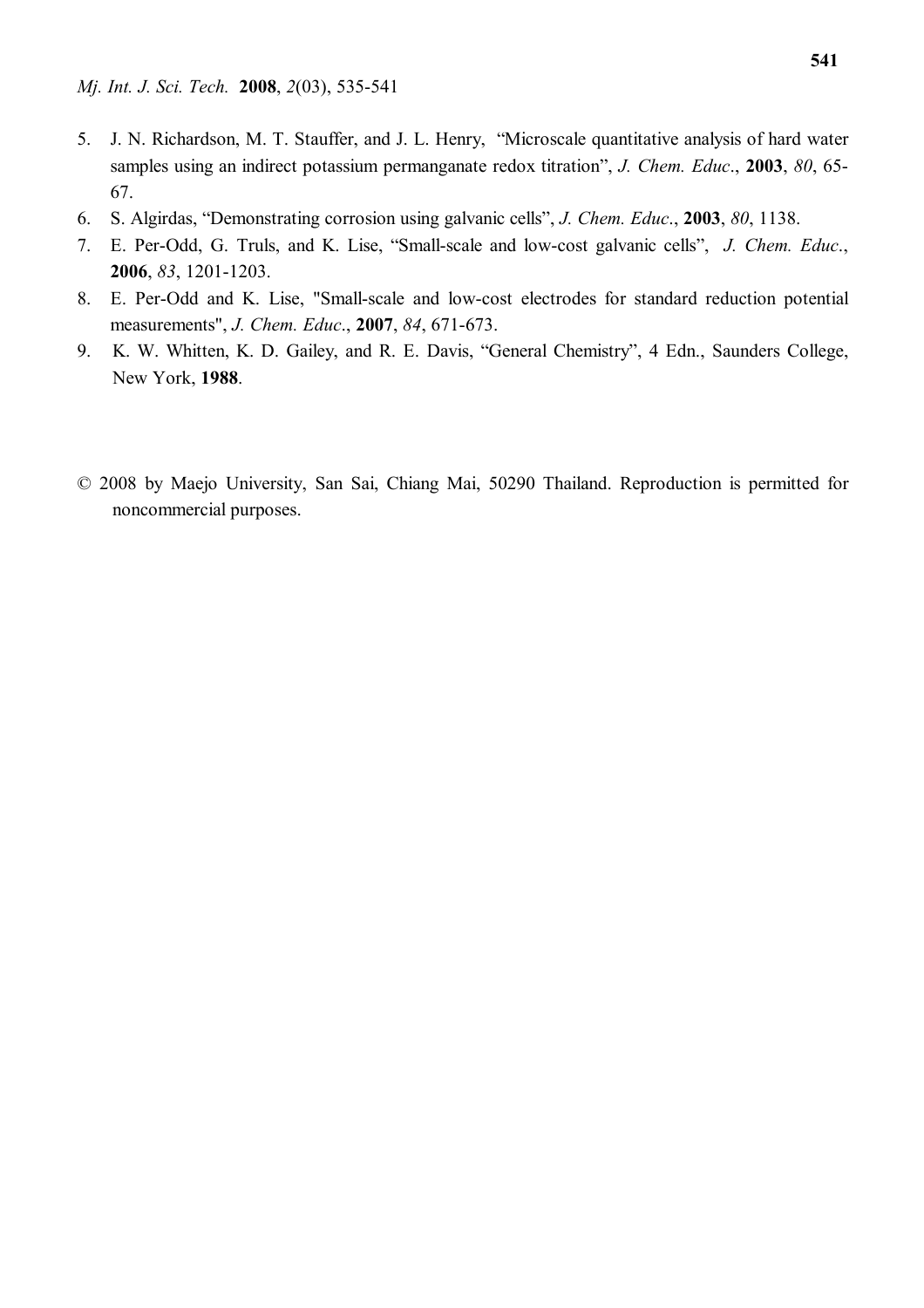5. J. N. Richardson, M. T. Stauffer, and J. L. Henry, "Microscale quantitative analysis of hard water samples using an indirect potassium permanganate redox titration", *J. Chem. Educ*., **2003**, *80*, 65-67.
6. S. Algirdas, "Demonstrating corrosion using galvanic cells", *J. Chem. Educ*., **2003**, *80*, 1138.
7. E. Per-Odd, G. Truls, and K. Lise, "Small-scale and low-cost galvanic cells", *J. Chem. Educ*., **2006**, *83*, 1201-1203.
8. E. Per-Odd and K. Lise, "Small-scale and low-cost electrodes for standard reduction potential measurements", *J. Chem. Educ*., **2007**, *84*, 671-673.
9. K. W. Whitten, K. D. Gailey, and R. E. Davis, "General Chemistry", 4 Edn., Saunders College, New York, **1988**.

© 2008 by Maejo University, San Sai, Chiang Mai, 50290 Thailand. Reproduction is permitted for noncommercial purposes.